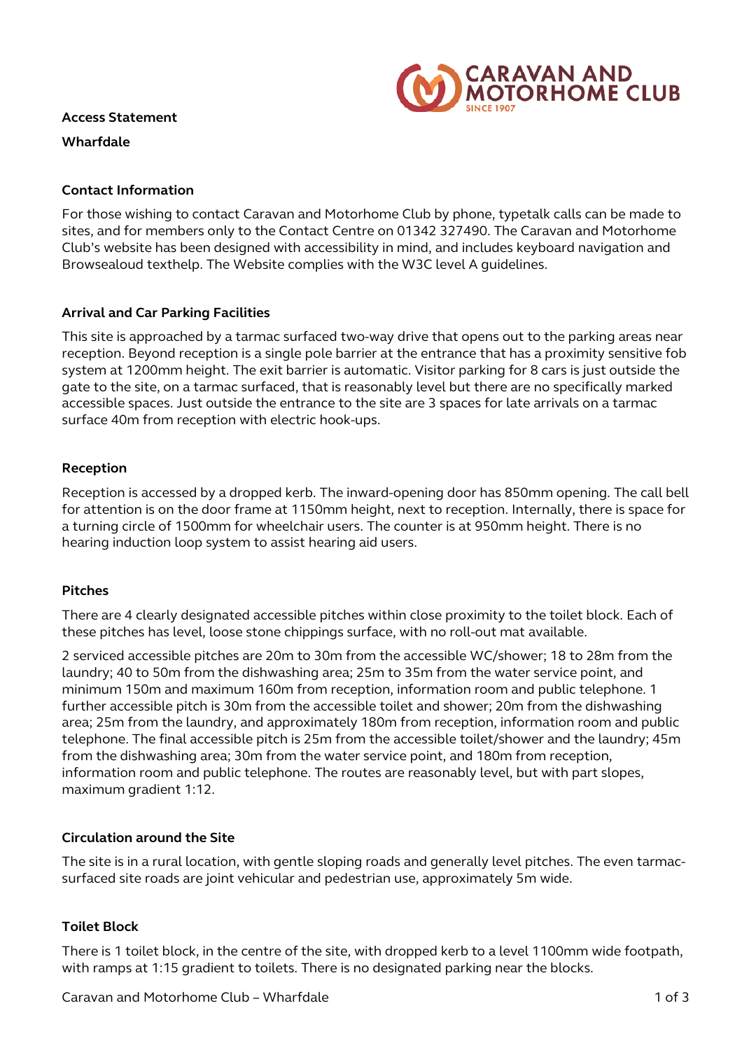**Access Statement**

**Wharfdale**

## Contact Information

For those wishing to contact Caravan and Motorhome Club by phone, typetalk calls can be made to sites, and for members only to the Contact Centre on 01342 327490. The Caravan and Motorhome Club's website has been designed with accessibility in mind, and includes keyboard navigation and Browsealoud texthelp. The Website complies with the W3C level A guidelines.

## Arrival and Car Parking Facilities

This site is approached by a tarmac surfaced two-way drive that opens out to the parking areas near reception. Beyond reception is a single pole barrier at the entrance that has a proximity sensitive fob system at 1200mm height. The exit barrier is automatic. Visitor parking for 8 cars is just outside the gate to the site, on a tarmac surfaced, that is reasonably level but there are no specifically marked accessible spaces. Just outside the entrance to the site are 3 spaces for late arrivals on a tarmac surface 40m from reception with electric hook-ups.

## Reception

Reception is accessed by a dropped kerb. The inward-opening door has 850mm opening. The call bell for attention is on the door frame at 1150mm height, next to reception. Internally, there is space for a turning circle of 1500mm for wheelchair users. The counter is at 950mm height. There is no hearing induction loop system to assist hearing aid users.

## Pitches

There are 4 clearly designated accessible pitches within close proximity to the toilet block. Each of these pitches has level, loose stone chippings surface, with no roll-out mat available.

2 serviced accessible pitches are 20m to 30m from the accessible WC/shower; 18 to 28m from the laundry; 40 to 50m from the dishwashing area; 25m to 35m from the water service point, and minimum 150m and maximum 160m from reception, information room and public telephone. 1 further accessible pitch is 30m from the accessible toilet and shower; 20m from the dishwashing area; 25m from the laundry, and approximately 180m from reception, information room and public telephone. The final accessible pitch is 25m from the accessible toilet/shower and the laundry; 45m from the dishwashing area; 30m from the water service point, and 180m from reception, information room and public telephone. The routes are reasonably level, but with part slopes, maximum gradient 1:12.

## Circulation around the Site

The site is in a rural location, with gentle sloping roads and generally level pitches. The even tarmac-surfaced site roads are joint vehicular and pedestrian use, approximately 5m wide.

## Toilet Block

There is 1 toilet block, in the centre of the site, with dropped kerb to a level 1100mm wide footpath, with ramps at 1:15 gradient to toilets. There is no designated parking near the blocks.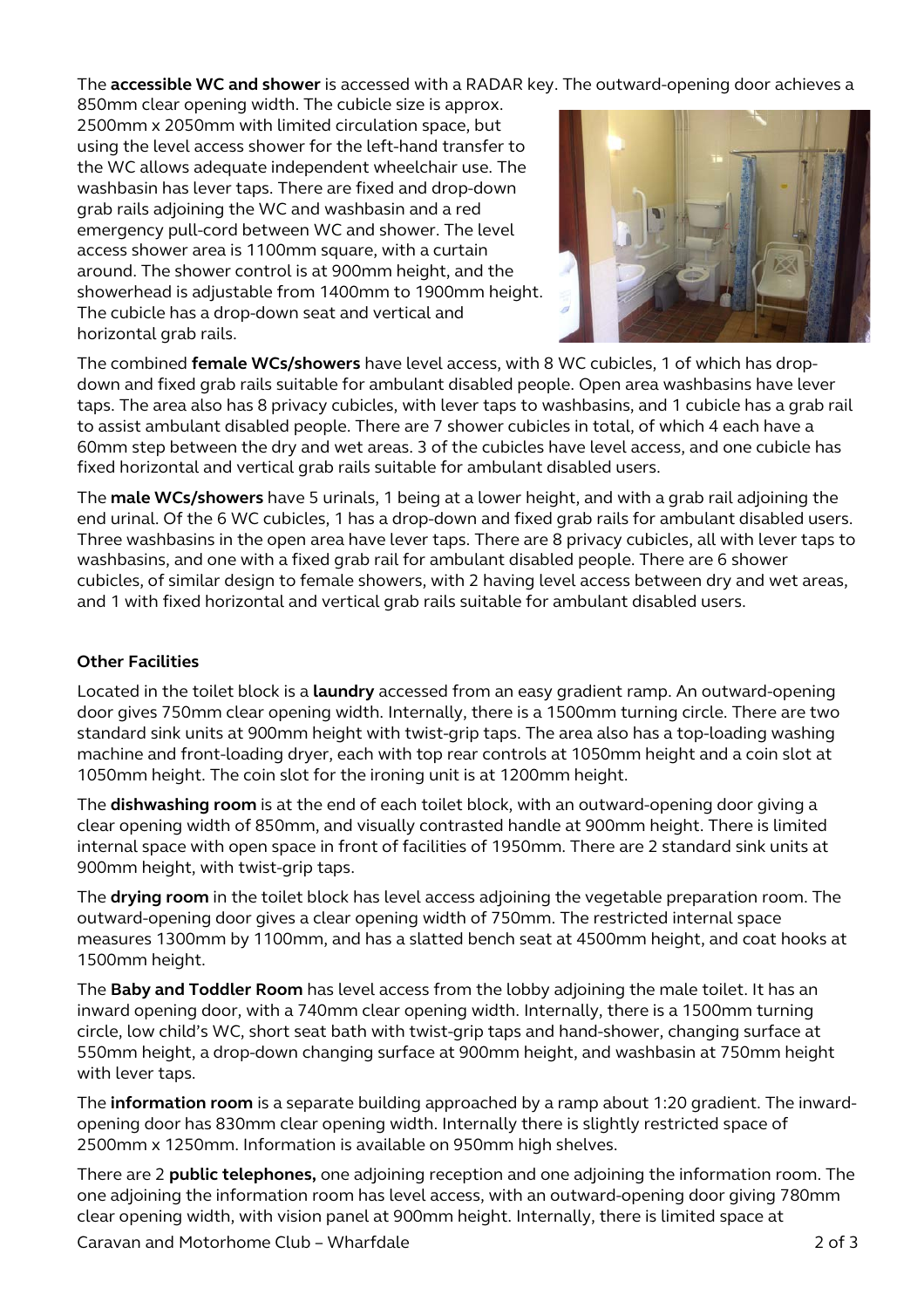The **accessible WC and shower** is accessed with a RADAR key. The outward-opening door achieves a 850mm clear opening width. The cubicle size is approx. 2500mm x 2050mm with limited circulation space, but using the level access shower for the left-hand transfer to the WC allows adequate independent wheelchair use. The washbasin has lever taps. There are fixed and drop-down grab rails adjoining the WC and washbasin and a red emergency pull-cord between WC and shower. The level access shower area is 1100mm square, with a curtain around. The shower control is at 900mm height, and the showerhead is adjustable from 1400mm to 1900mm height. The cubicle has a drop-down seat and vertical and horizontal grab rails.

The combined **female WCs/showers** have level access, with 8 WC cubicles, 1 of which has drop-down and fixed grab rails suitable for ambulant disabled people. Open area washbasins have lever taps. The area also has 8 privacy cubicles, with lever taps to washbasins, and 1 cubicle has a grab rail to assist ambulant disabled people. There are 7 shower cubicles in total, of which 4 each have a 60mm step between the dry and wet areas. 3 of the cubicles have level access, and one cubicle has fixed horizontal and vertical grab rails suitable for ambulant disabled users.

The **male WCs/showers** have 5 urinals, 1 being at a lower height, and with a grab rail adjoining the end urinal. Of the 6 WC cubicles, 1 has a drop-down and fixed grab rails for ambulant disabled users. Three washbasins in the open area have lever taps. There are 8 privacy cubicles, all with lever taps to washbasins, and one with a fixed grab rail for ambulant disabled people. There are 6 shower cubicles, of similar design to female showers, with 2 having level access between dry and wet areas, and 1 with fixed horizontal and vertical grab rails suitable for ambulant disabled users.

### Other Facilities

Located in the toilet block is a **laundry** accessed from an easy gradient ramp. An outward-opening door gives 750mm clear opening width. Internally, there is a 1500mm turning circle. There are two standard sink units at 900mm height with twist-grip taps. The area also has a top-loading washing machine and front-loading dryer, each with top rear controls at 1050mm height and a coin slot at 1050mm height. The coin slot for the ironing unit is at 1200mm height.

The **dishwashing room** is at the end of each toilet block, with an outward-opening door giving a clear opening width of 850mm, and visually contrasted handle at 900mm height. There is limited internal space with open space in front of facilities of 1950mm. There are 2 standard sink units at 900mm height, with twist-grip taps.

The **drying room** in the toilet block has level access adjoining the vegetable preparation room. The outward-opening door gives a clear opening width of 750mm. The restricted internal space measures 1300mm by 1100mm, and has a slatted bench seat at 4500mm height, and coat hooks at 1500mm height.

The **Baby and Toddler Room** has level access from the lobby adjoining the male toilet. It has an inward opening door, with a 740mm clear opening width. Internally, there is a 1500mm turning circle, low child's WC, short seat bath with twist-grip taps and hand-shower, changing surface at 550mm height, a drop-down changing surface at 900mm height, and washbasin at 750mm height with lever taps.

The **information room** is a separate building approached by a ramp about 1:20 gradient. The inward-opening door has 830mm clear opening width. Internally there is slightly restricted space of 2500mm x 1250mm. Information is available on 950mm high shelves.

There are 2 **public telephones,** one adjoining reception and one adjoining the information room. The one adjoining the information room has level access, with an outward-opening door giving 780mm clear opening width, with vision panel at 900mm height. Internally, there is limited space at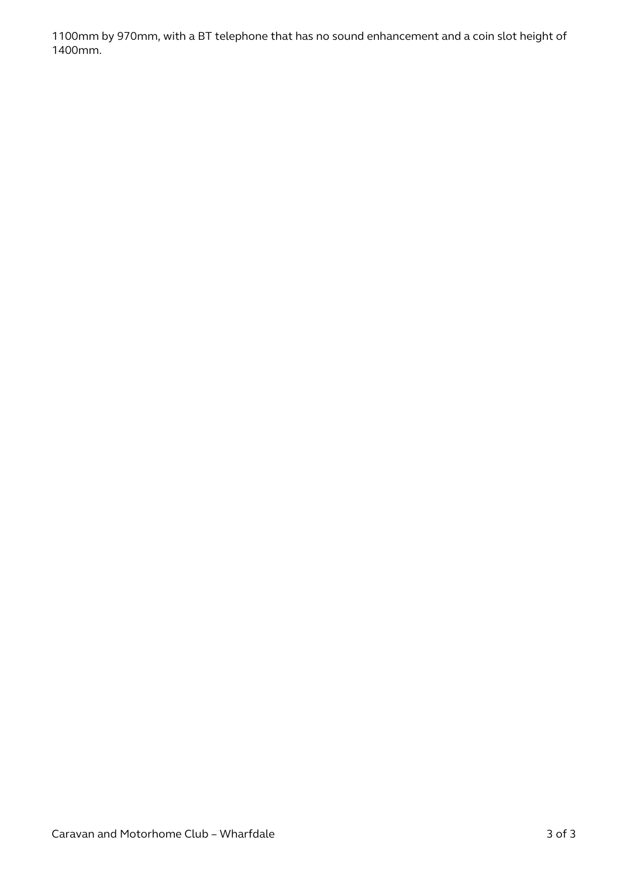1100mm by 970mm, with a BT telephone that has no sound enhancement and a coin slot height of 1400mm.